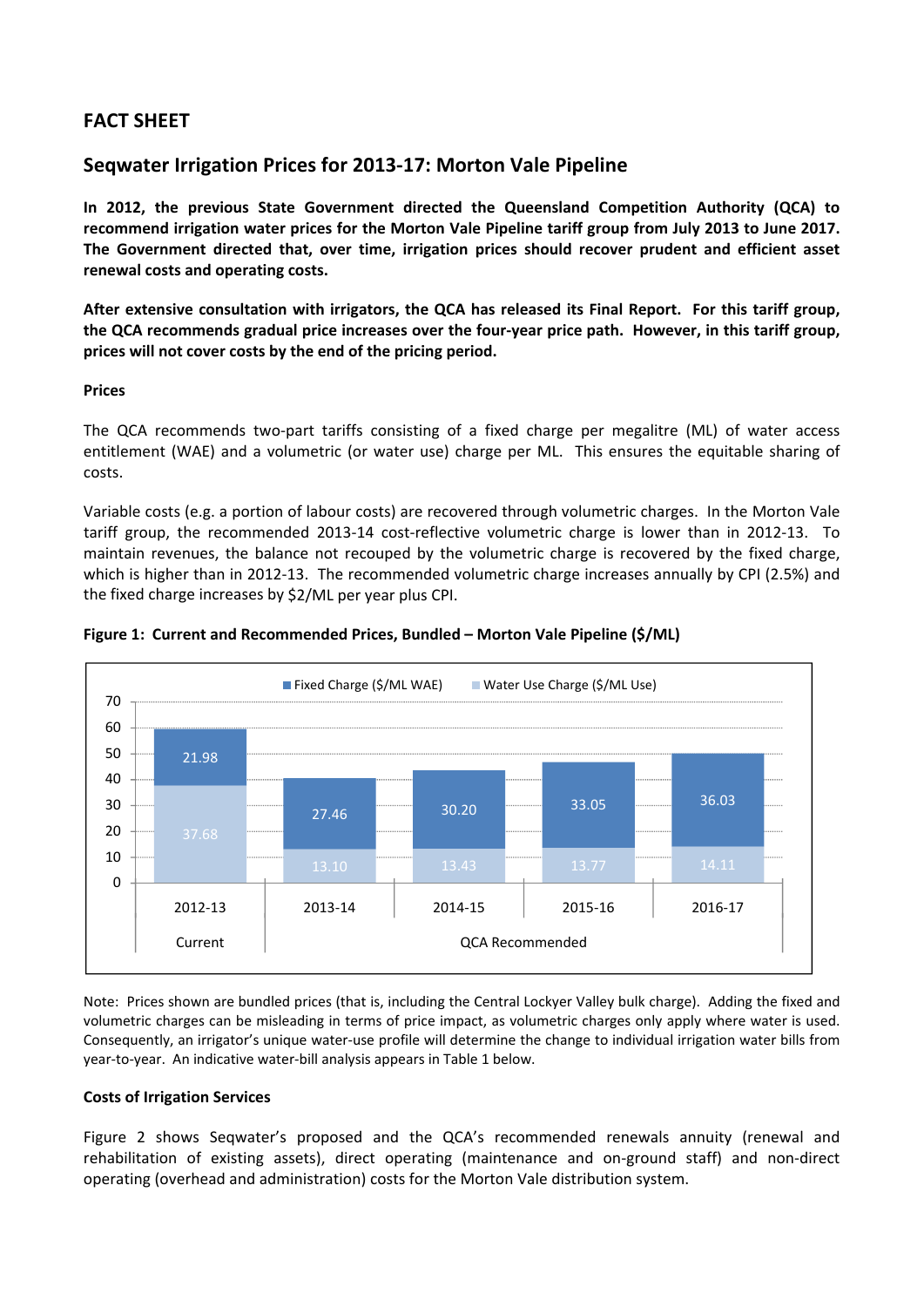## FACT SHEET

## Seqwater Irrigation Prices for 2013-17: Morton Vale Pipeline

**In 2012, the previous State Government directed the Queensland Competition Authority (QCA) to recommend irrigation water prices for the Morton Vale Pipeline tariff group from July 2013 to June 2017. The Government directed that, over time, irrigation prices should recover prudent and efficient asset renewal costs and operating costs.**

**After extensive consultation with irrigators, the QCA has released its Final Report. For this tariff group, the QCA recommends gradual price increases over the four-year price path. However, in this tariff group, prices will not cover costs by the end of the pricing period.**

**Prices**

The QCA recommends two-part tariffs consisting of a fixed charge per megalitre (ML) of water access entitlement (WAE) and a volumetric (or water use) charge per ML. This ensures the equitable sharing of costs.

Variable costs (e.g. a portion of labour costs) are recovered through volumetric charges. In the Morton Vale tariff group, the recommended 2013-14 cost-reflective volumetric charge is lower than in 2012-13. To maintain revenues, the balance not recouped by the volumetric charge is recovered by the fixed charge, which is higher than in 2012-13. The recommended volumetric charge increases annually by CPI (2.5%) and the fixed charge increases by $2/ML per year plus CPI.

**Figure 1: Current and Recommended Prices, Bundled – Morton Vale Pipeline ($/ML)**

| | 2012-13 (Current) | 2013-14 (QCA Recommended) | 2014-15 (QCA Recommended) | 2015-16 (QCA Recommended) | 2016-17 (QCA Recommended) |
|---|---|---|---|---|---|
| Fixed Charge ($/ML WAE) | 21.98 | 27.46 | 30.20 | 33.05 | 36.03 |
| Water Use Charge ($/ML Use) | 37.68 | 13.10 | 13.43 | 13.77 | 14.11 |

Note: Prices shown are bundled prices (that is, including the Central Lockyer Valley bulk charge). Adding the fixed and volumetric charges can be misleading in terms of price impact, as volumetric charges only apply where water is used. Consequently, an irrigator's unique water-use profile will determine the change to individual irrigation water bills from year-to-year. An indicative water-bill analysis appears in Table 1 below.

**Costs of Irrigation Services**

Figure 2 shows Seqwater's proposed and the QCA's recommended renewals annuity (renewal and rehabilitation of existing assets), direct operating (maintenance and on-ground staff) and non-direct operating (overhead and administration) costs for the Morton Vale distribution system.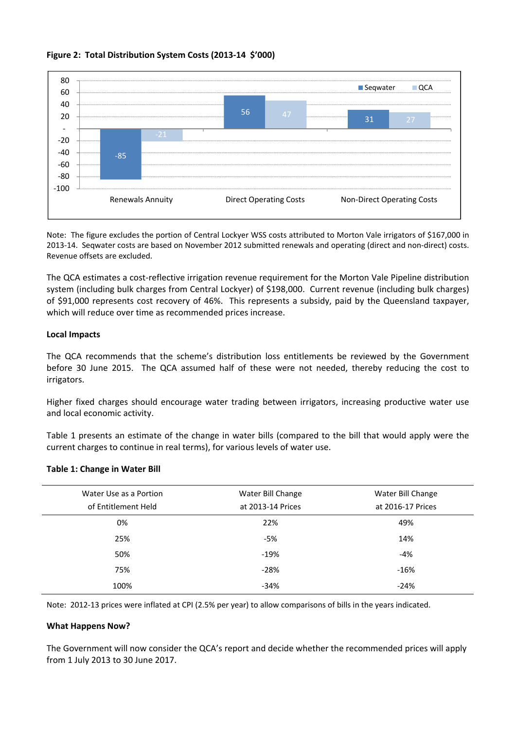**Figure 2: Total Distribution System Costs (2013-14 $'000)**

80
60
40
20
-
-20
-40
-60
-80
-100

Seqwater
QCA

-85
-21
56
47
31
27

Renewals Annuity
Direct Operating Costs
Non-Direct Operating Costs

Note: The figure excludes the portion of Central Lockyer WSS costs attributed to Morton Vale irrigators of $167,000 in 2013-14. Seqwater costs are based on November 2012 submitted renewals and operating (direct and non-direct) costs. Revenue offsets are excluded.

The QCA estimates a cost-reflective irrigation revenue requirement for the Morton Vale Pipeline distribution system (including bulk charges from Central Lockyer) of $198,000. Current revenue (including bulk charges) of $91,000 represents cost recovery of 46%. This represents a subsidy, paid by the Queensland taxpayer, which will reduce over time as recommended prices increase.

**Local Impacts**

The QCA recommends that the scheme's distribution loss entitlements be reviewed by the Government before 30 June 2015. The QCA assumed half of these were not needed, thereby reducing the cost to irrigators.

Higher fixed charges should encourage water trading between irrigators, increasing productive water use and local economic activity.

Table 1 presents an estimate of the change in water bills (compared to the bill that would apply were the current charges to continue in real terms), for various levels of water use.

**Table 1: Change in Water Bill**

| Water Use as a Portion of Entitlement Held | Water Bill Change at 2013-14 Prices | Water Bill Change at 2016-17 Prices |
|---|---|---|
| 0% | 22% | 49% |
| 25% | -5% | 14% |
| 50% | -19% | -4% |
| 75% | -28% | -16% |
| 100% | -34% | -24% |

Note: 2012-13 prices were inflated at CPI (2.5% per year) to allow comparisons of bills in the years indicated.

**What Happens Now?**

The Government will now consider the QCA's report and decide whether the recommended prices will apply from 1 July 2013 to 30 June 2017.